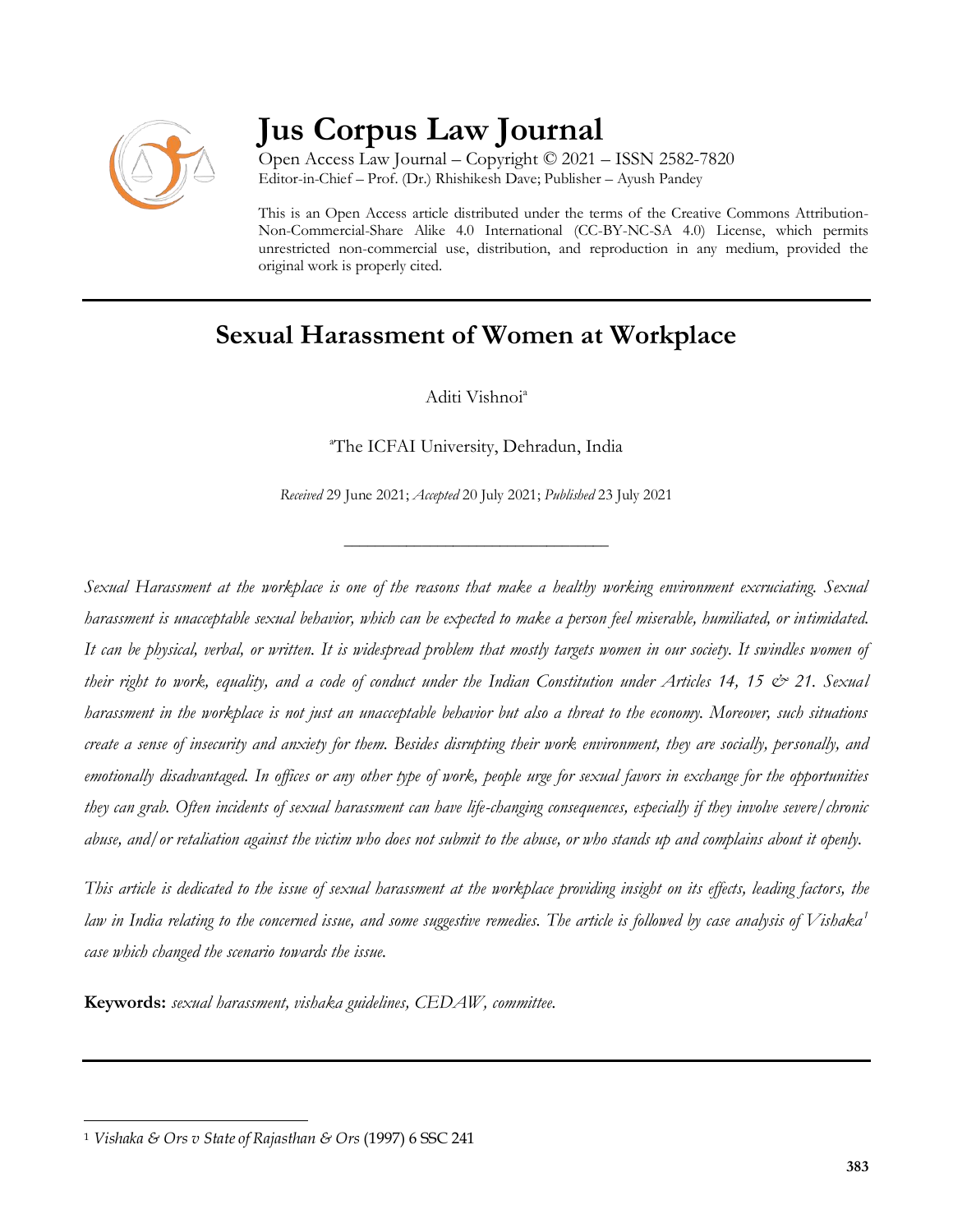# Jus Corpus Law Journal

Open Access Law Journal – Copyright © 2021 – ISSN 2582-7820
Editor-in-Chief – Prof. (Dr.) Rhishikesh Dave; Publisher – Ayush Pandey

This is an Open Access article distributed under the terms of the Creative Commons Attribution-Non-Commercial-Share Alike 4.0 International (CC-BY-NC-SA 4.0) License, which permits unrestricted non-commercial use, distribution, and reproduction in any medium, provided the original work is properly cited.

---

## Sexual Harassment of Women at Workplace

Aditi Vishnoi[a]

[a]The ICFAI University, Dehradun, India

*Received* 29 June 2021; *Accepted* 20 July 2021; *Published* 23 July 2021

---

*Sexual Harassment at the workplace is one of the reasons that make a healthy working environment excruciating. Sexual harassment is unacceptable sexual behavior, which can be expected to make a person feel miserable, humiliated, or intimidated. It can be physical, verbal, or written. It is widespread problem that mostly targets women in our society. It swindles women of their right to work, equality, and a code of conduct under the Indian Constitution under Articles 14, 15 & 21. Sexual harassment in the workplace is not just an unacceptable behavior but also a threat to the economy. Moreover, such situations create a sense of insecurity and anxiety for them. Besides disrupting their work environment, they are socially, personally, and emotionally disadvantaged. In offices or any other type of work, people urge for sexual favors in exchange for the opportunities they can grab. Often incidents of sexual harassment can have life-changing consequences, especially if they involve severe/chronic abuse, and/or retaliation against the victim who does not submit to the abuse, or who stands up and complains about it openly.*

*This article is dedicated to the issue of sexual harassment at the workplace providing insight on its effects, leading factors, the law in India relating to the concerned issue, and some suggestive remedies. The article is followed by case analysis of Vishaka[1] case which changed the scenario towards the issue.*

**Keywords:** *sexual harassment, vishaka guidelines, CEDAW, committee.*

---

[1] *Vishaka & Ors v State of Rajasthan & Ors* (1997) 6 SSC 241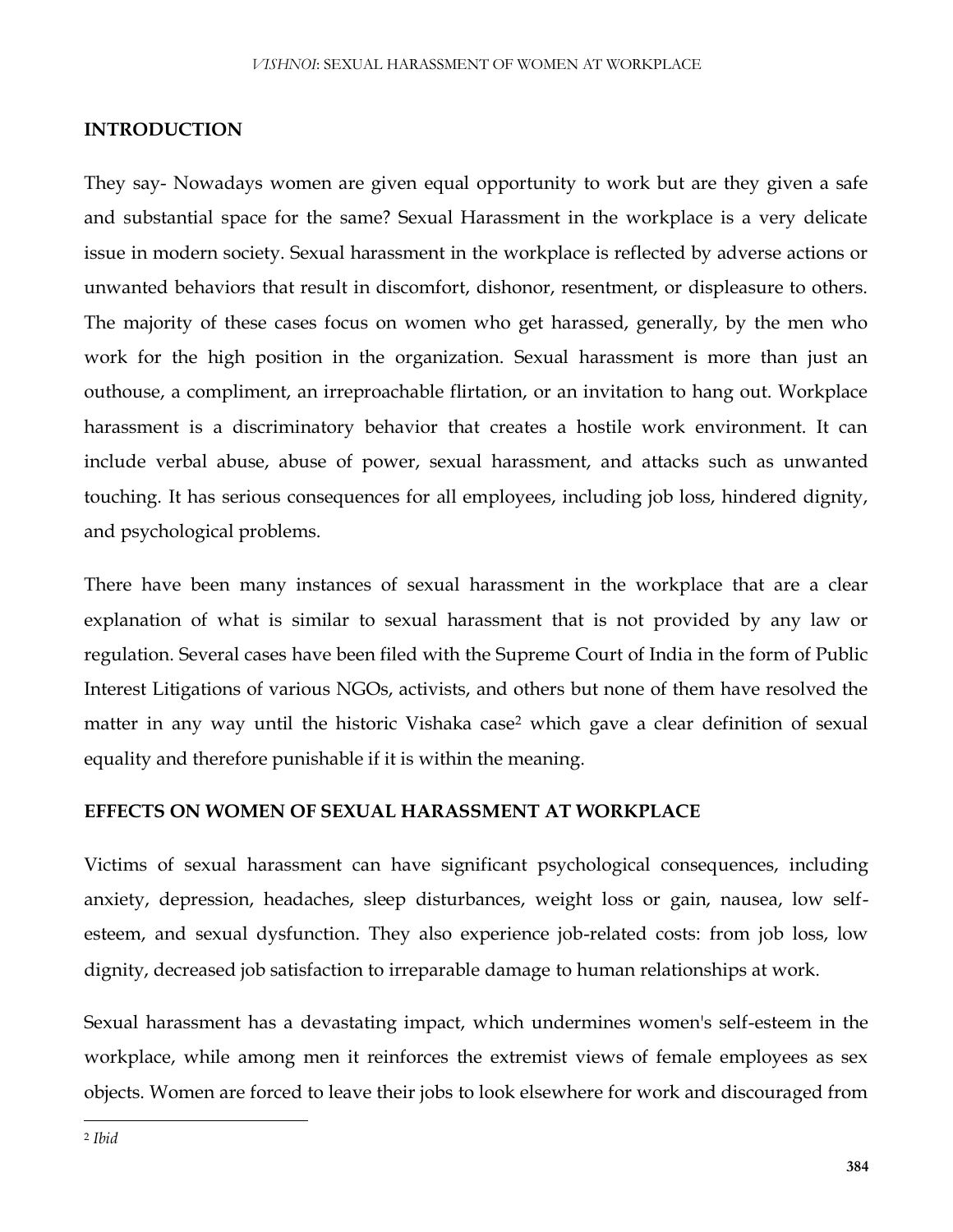## INTRODUCTION

They say- Nowadays women are given equal opportunity to work but are they given a safe and substantial space for the same? Sexual Harassment in the workplace is a very delicate issue in modern society. Sexual harassment in the workplace is reflected by adverse actions or unwanted behaviors that result in discomfort, dishonor, resentment, or displeasure to others. The majority of these cases focus on women who get harassed, generally, by the men who work for the high position in the organization. Sexual harassment is more than just an outhouse, a compliment, an irreproachable flirtation, or an invitation to hang out. Workplace harassment is a discriminatory behavior that creates a hostile work environment. It can include verbal abuse, abuse of power, sexual harassment, and attacks such as unwanted touching. It has serious consequences for all employees, including job loss, hindered dignity, and psychological problems.

There have been many instances of sexual harassment in the workplace that are a clear explanation of what is similar to sexual harassment that is not provided by any law or regulation. Several cases have been filed with the Supreme Court of India in the form of Public Interest Litigations of various NGOs, activists, and others but none of them have resolved the matter in any way until the historic Vishaka case[2] which gave a clear definition of sexual equality and therefore punishable if it is within the meaning.

## EFFECTS ON WOMEN OF SEXUAL HARASSMENT AT WORKPLACE

Victims of sexual harassment can have significant psychological consequences, including anxiety, depression, headaches, sleep disturbances, weight loss or gain, nausea, low self-esteem, and sexual dysfunction. They also experience job-related costs: from job loss, low dignity, decreased job satisfaction to irreparable damage to human relationships at work.

Sexual harassment has a devastating impact, which undermines women's self-esteem in the workplace, while among men it reinforces the extremist views of female employees as sex objects. Women are forced to leave their jobs to look elsewhere for work and discouraged from

---

[2] *Ibid*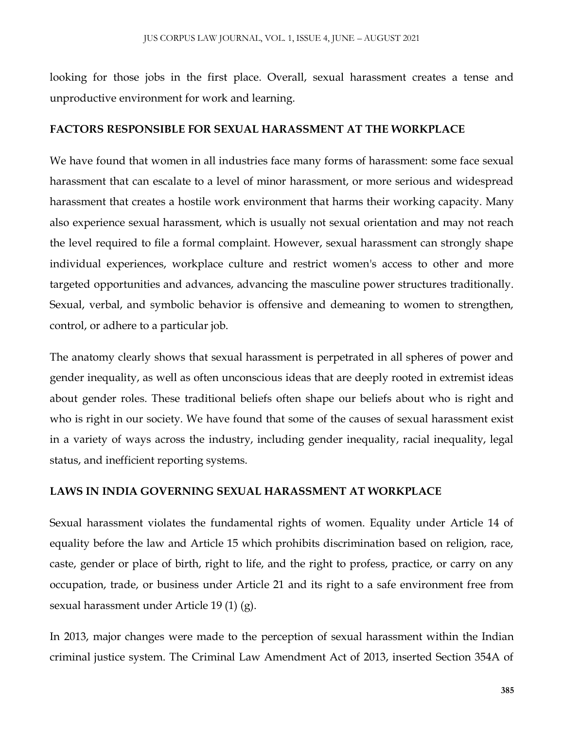looking for those jobs in the first place. Overall, sexual harassment creates a tense and unproductive environment for work and learning.

## FACTORS RESPONSIBLE FOR SEXUAL HARASSMENT AT THE WORKPLACE

We have found that women in all industries face many forms of harassment: some face sexual harassment that can escalate to a level of minor harassment, or more serious and widespread harassment that creates a hostile work environment that harms their working capacity. Many also experience sexual harassment, which is usually not sexual orientation and may not reach the level required to file a formal complaint. However, sexual harassment can strongly shape individual experiences, workplace culture and restrict women's access to other and more targeted opportunities and advances, advancing the masculine power structures traditionally. Sexual, verbal, and symbolic behavior is offensive and demeaning to women to strengthen, control, or adhere to a particular job.

The anatomy clearly shows that sexual harassment is perpetrated in all spheres of power and gender inequality, as well as often unconscious ideas that are deeply rooted in extremist ideas about gender roles. These traditional beliefs often shape our beliefs about who is right and who is right in our society. We have found that some of the causes of sexual harassment exist in a variety of ways across the industry, including gender inequality, racial inequality, legal status, and inefficient reporting systems.

## LAWS IN INDIA GOVERNING SEXUAL HARASSMENT AT WORKPLACE

Sexual harassment violates the fundamental rights of women. Equality under Article 14 of equality before the law and Article 15 which prohibits discrimination based on religion, race, caste, gender or place of birth, right to life, and the right to profess, practice, or carry on any occupation, trade, or business under Article 21 and its right to a safe environment free from sexual harassment under Article 19 (1) (g).

In 2013, major changes were made to the perception of sexual harassment within the Indian criminal justice system. The Criminal Law Amendment Act of 2013, inserted Section 354A of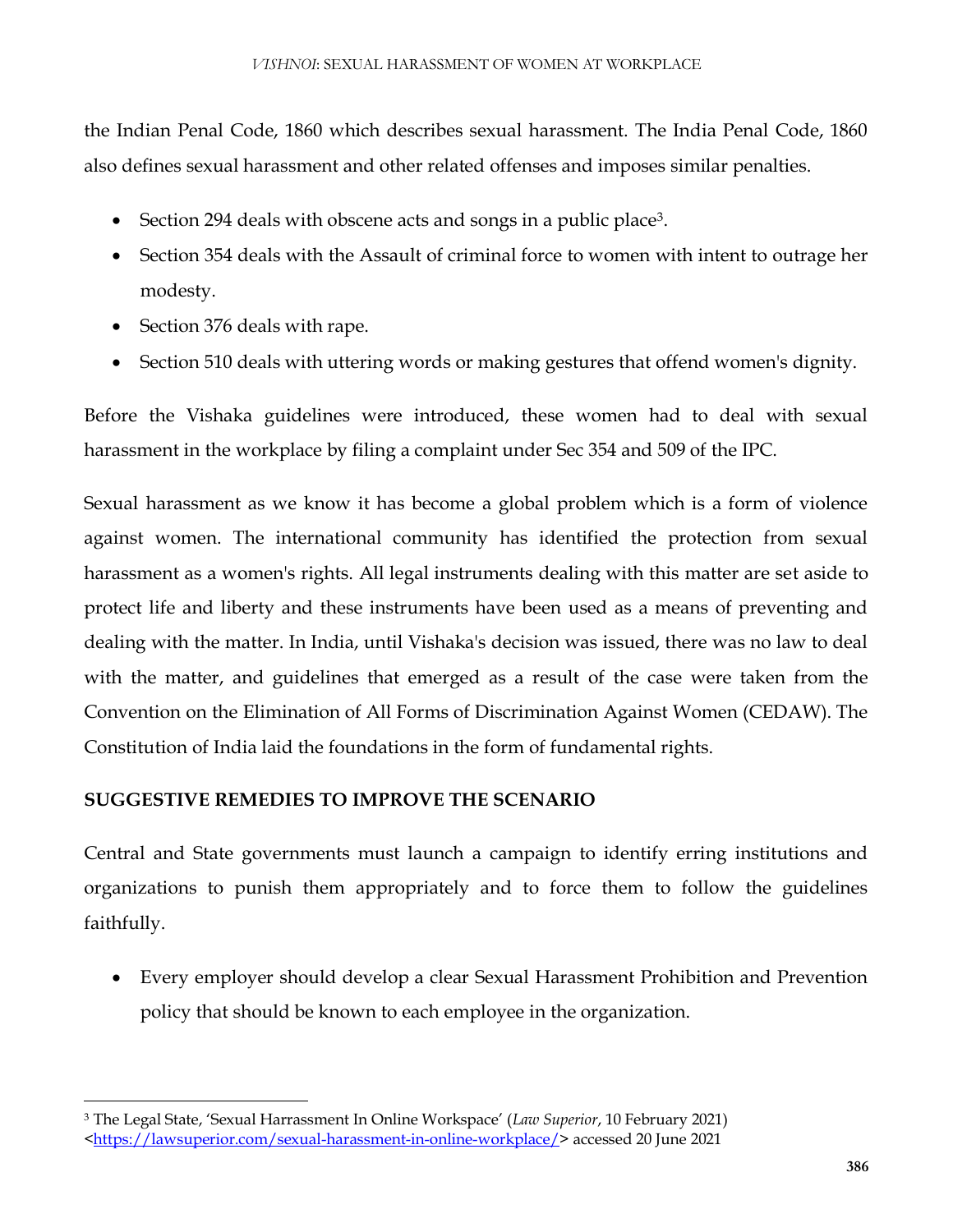the Indian Penal Code, 1860 which describes sexual harassment. The India Penal Code, 1860 also defines sexual harassment and other related offenses and imposes similar penalties.

- Section 294 deals with obscene acts and songs in a public place[3].
- Section 354 deals with the Assault of criminal force to women with intent to outrage her modesty.
- Section 376 deals with rape.
- Section 510 deals with uttering words or making gestures that offend women's dignity.

Before the Vishaka guidelines were introduced, these women had to deal with sexual harassment in the workplace by filing a complaint under Sec 354 and 509 of the IPC.

Sexual harassment as we know it has become a global problem which is a form of violence against women. The international community has identified the protection from sexual harassment as a women's rights. All legal instruments dealing with this matter are set aside to protect life and liberty and these instruments have been used as a means of preventing and dealing with the matter. In India, until Vishaka's decision was issued, there was no law to deal with the matter, and guidelines that emerged as a result of the case were taken from the Convention on the Elimination of All Forms of Discrimination Against Women (CEDAW). The Constitution of India laid the foundations in the form of fundamental rights.

**SUGGESTIVE REMEDIES TO IMPROVE THE SCENARIO**

Central and State governments must launch a campaign to identify erring institutions and organizations to punish them appropriately and to force them to follow the guidelines faithfully.

- Every employer should develop a clear Sexual Harassment Prohibition and Prevention policy that should be known to each employee in the organization.

---

[3] The Legal State, 'Sexual Harrassment In Online Workspace' (*Law Superior*, 10 February 2021) <https://lawsuperior.com/sexual-harassment-in-online-workplace/> accessed 20 June 2021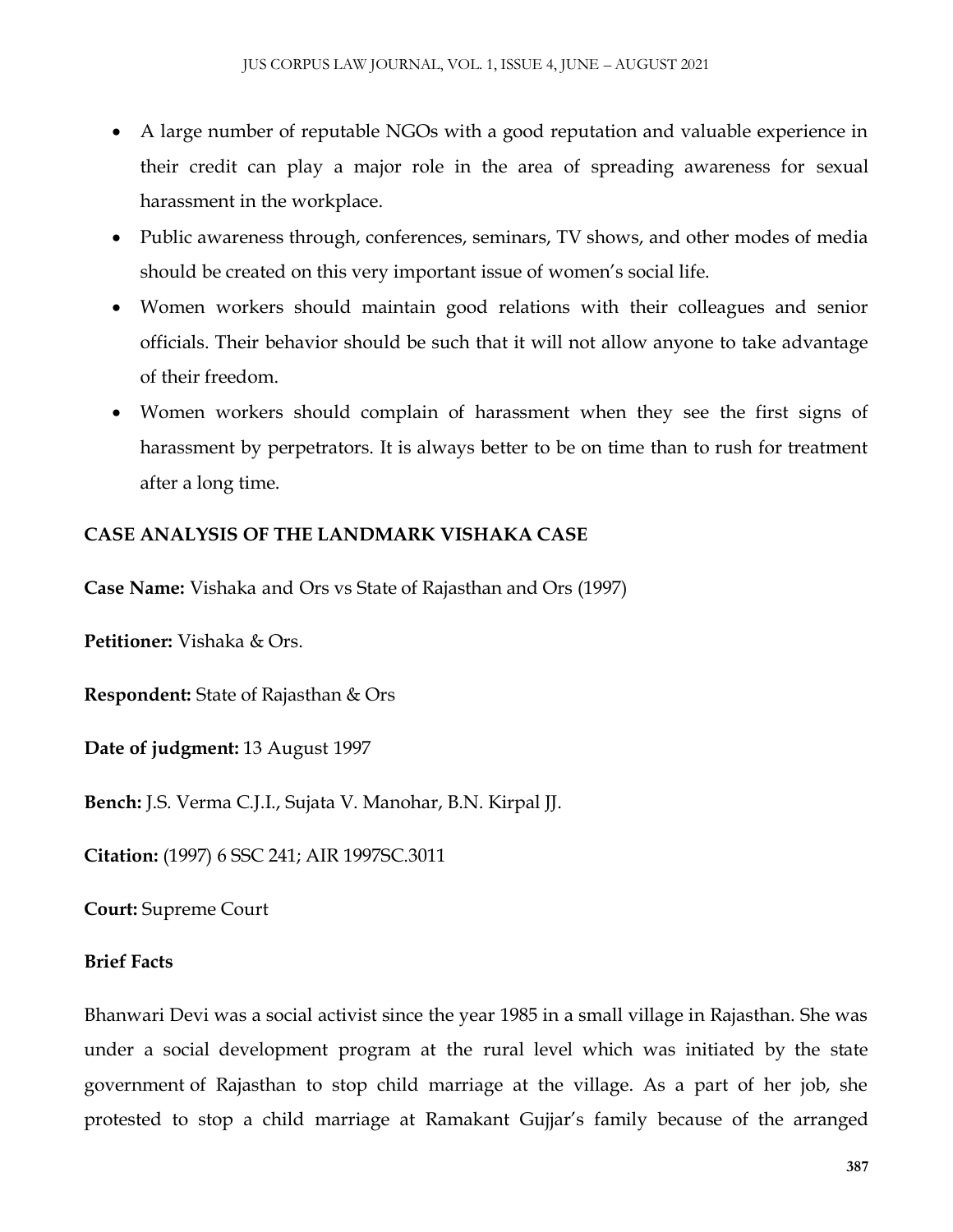- A large number of reputable NGOs with a good reputation and valuable experience in their credit can play a major role in the area of spreading awareness for sexual harassment in the workplace.
- Public awareness through, conferences, seminars, TV shows, and other modes of media should be created on this very important issue of women's social life.
- Women workers should maintain good relations with their colleagues and senior officials. Their behavior should be such that it will not allow anyone to take advantage of their freedom.
- Women workers should complain of harassment when they see the first signs of harassment by perpetrators. It is always better to be on time than to rush for treatment after a long time.

## CASE ANALYSIS OF THE LANDMARK VISHAKA CASE

**Case Name:** Vishaka and Ors vs State of Rajasthan and Ors (1997)

**Petitioner:** Vishaka & Ors.

**Respondent:** State of Rajasthan & Ors

**Date of judgment:** 13 August 1997

**Bench:** J.S. Verma C.J.I., Sujata V. Manohar, B.N. Kirpal JJ.

**Citation:** (1997) 6 SSC 241; AIR 1997SC.3011

**Court:** Supreme Court

### Brief Facts

Bhanwari Devi was a social activist since the year 1985 in a small village in Rajasthan. She was under a social development program at the rural level which was initiated by the state government of Rajasthan to stop child marriage at the village. As a part of her job, she protested to stop a child marriage at Ramakant Gujjar's family because of the arranged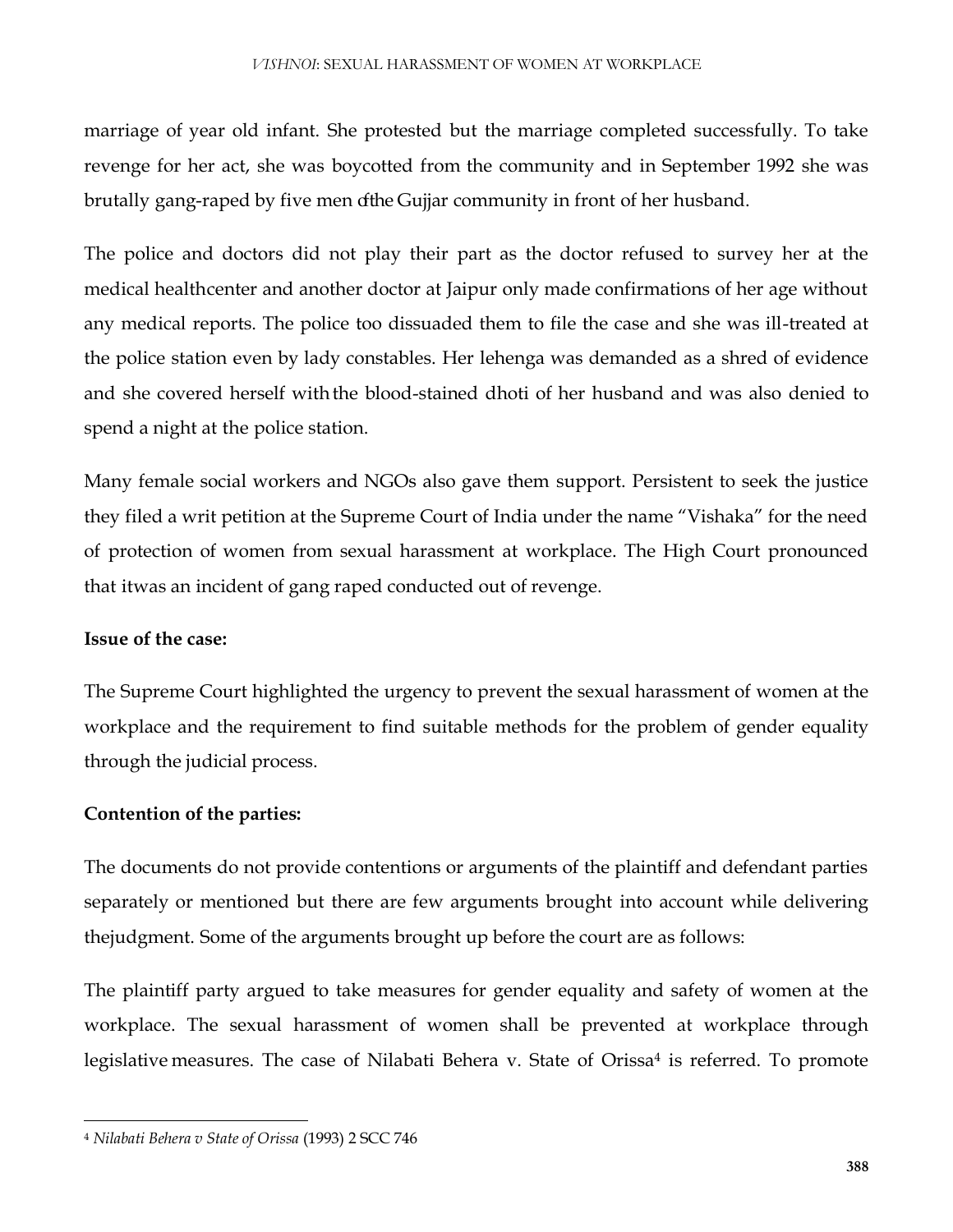marriage of year old infant. She protested but the marriage completed successfully. To take revenge for her act, she was boycotted from the community and in September 1992 she was brutally gang-raped by five men ofthe Gujjar community in front of her husband.

The police and doctors did not play their part as the doctor refused to survey her at the medical healthcenter and another doctor at Jaipur only made confirmations of her age without any medical reports. The police too dissuaded them to file the case and she was ill-treated at the police station even by lady constables. Her lehenga was demanded as a shred of evidence and she covered herself with the blood-stained dhoti of her husband and was also denied to spend a night at the police station.

Many female social workers and NGOs also gave them support. Persistent to seek the justice they filed a writ petition at the Supreme Court of India under the name "Vishaka" for the need of protection of women from sexual harassment at workplace. The High Court pronounced that itwas an incident of gang raped conducted out of revenge.

**Issue of the case:**

The Supreme Court highlighted the urgency to prevent the sexual harassment of women at the workplace and the requirement to find suitable methods for the problem of gender equality through the judicial process.

**Contention of the parties:**

The documents do not provide contentions or arguments of the plaintiff and defendant parties separately or mentioned but there are few arguments brought into account while delivering thejudgment. Some of the arguments brought up before the court are as follows:

The plaintiff party argued to take measures for gender equality and safety of women at the workplace. The sexual harassment of women shall be prevented at workplace through legislative measures. The case of Nilabati Behera v. State of Orissa[4] is referred. To promote

---

[4] *Nilabati Behera v State of Orissa* (1993) 2 SCC 746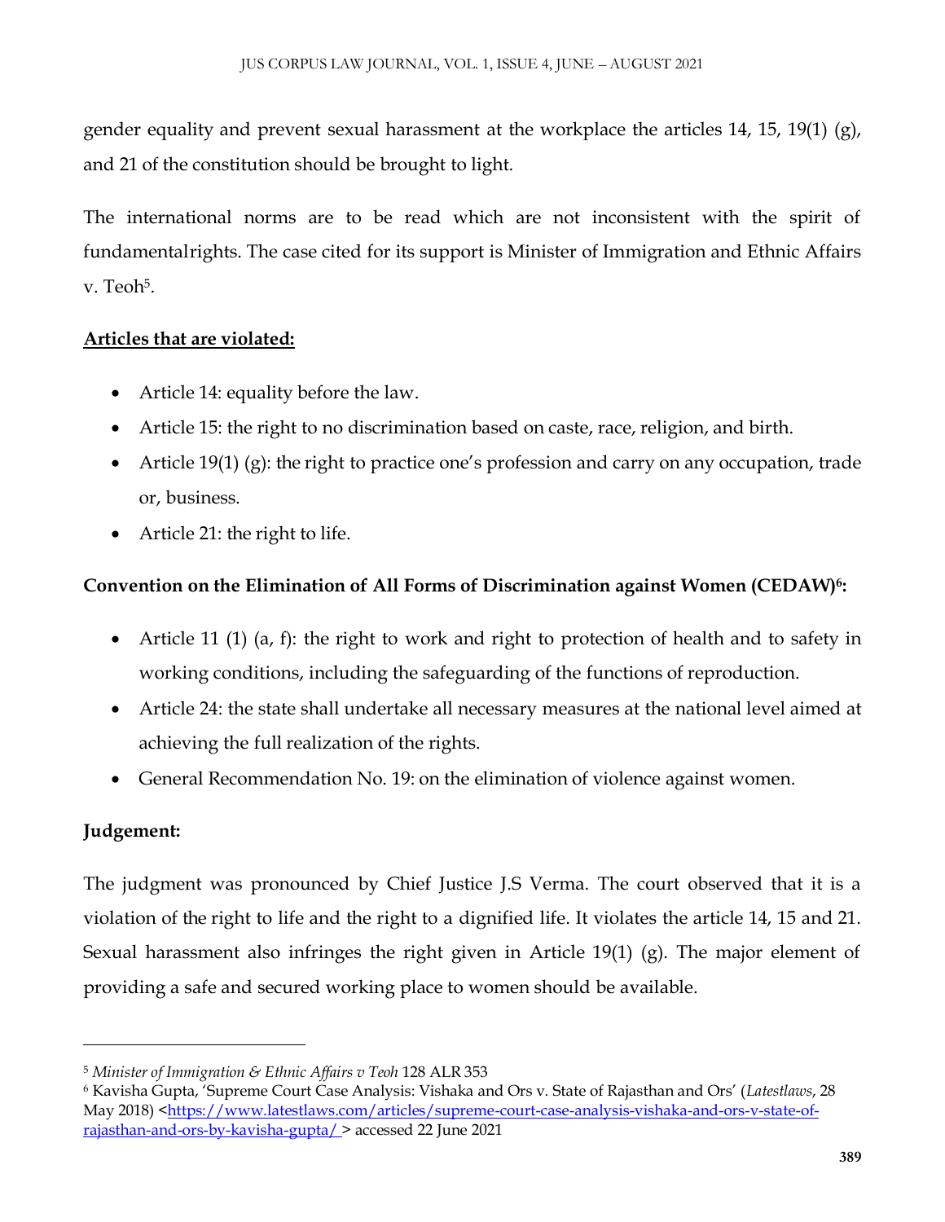gender equality and prevent sexual harassment at the workplace the articles 14, 15, 19(1) (g), and 21 of the constitution should be brought to light.

The international norms are to be read which are not inconsistent with the spirit of fundamentalrights. The case cited for its support is Minister of Immigration and Ethnic Affairs v. Teoh[5].

**Articles that are violated:**

- Article 14: equality before the law.
- Article 15: the right to no discrimination based on caste, race, religion, and birth.
- Article 19(1) (g): the right to practice one's profession and carry on any occupation, trade or, business.
- Article 21: the right to life.

**Convention on the Elimination of All Forms of Discrimination against Women (CEDAW)[6]:**

- Article 11 (1) (a, f): the right to work and right to protection of health and to safety in working conditions, including the safeguarding of the functions of reproduction.
- Article 24: the state shall undertake all necessary measures at the national level aimed at achieving the full realization of the rights.
- General Recommendation No. 19: on the elimination of violence against women.

**Judgement:**

The judgment was pronounced by Chief Justice J.S Verma. The court observed that it is a violation of the right to life and the right to a dignified life. It violates the article 14, 15 and 21. Sexual harassment also infringes the right given in Article 19(1) (g). The major element of providing a safe and secured working place to women should be available.

---

[5] *Minister of Immigration & Ethnic Affairs v Teoh* 128 ALR 353

[6] Kavisha Gupta, 'Supreme Court Case Analysis: Vishaka and Ors v. State of Rajasthan and Ors' (*Latestlaws*, 28 May 2018) <https://www.latestlaws.com/articles/supreme-court-case-analysis-vishaka-and-ors-v-state-of-rajasthan-and-ors-by-kavisha-gupta/ > accessed 22 June 2021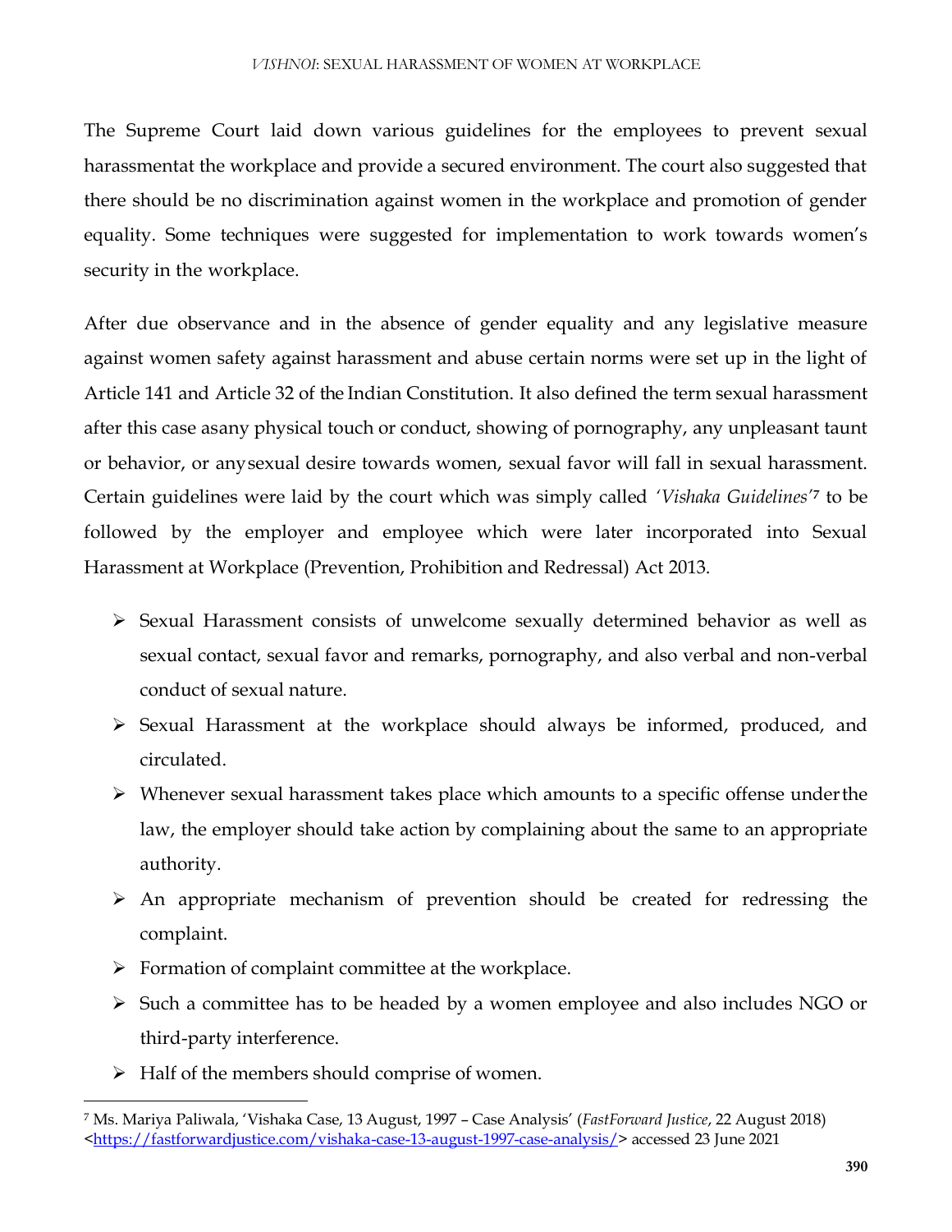The Supreme Court laid down various guidelines for the employees to prevent sexual harassmentat the workplace and provide a secured environment. The court also suggested that there should be no discrimination against women in the workplace and promotion of gender equality. Some techniques were suggested for implementation to work towards women's security in the workplace.

After due observance and in the absence of gender equality and any legislative measure against women safety against harassment and abuse certain norms were set up in the light of Article 141 and Article 32 of the Indian Constitution. It also defined the term sexual harassment after this case asany physical touch or conduct, showing of pornography, any unpleasant taunt or behavior, or anysexual desire towards women, sexual favor will fall in sexual harassment. Certain guidelines were laid by the court which was simply called *'Vishaka Guidelines'*[7] to be followed by the employer and employee which were later incorporated into Sexual Harassment at Workplace (Prevention, Prohibition and Redressal) Act 2013.

- Sexual Harassment consists of unwelcome sexually determined behavior as well as sexual contact, sexual favor and remarks, pornography, and also verbal and non-verbal conduct of sexual nature.
- Sexual Harassment at the workplace should always be informed, produced, and circulated.
- Whenever sexual harassment takes place which amounts to a specific offense underthe law, the employer should take action by complaining about the same to an appropriate authority.
- An appropriate mechanism of prevention should be created for redressing the complaint.
- Formation of complaint committee at the workplace.
- Such a committee has to be headed by a women employee and also includes NGO or third-party interference.
- Half of the members should comprise of women.

---

[7] Ms. Mariya Paliwala, 'Vishaka Case, 13 August, 1997 – Case Analysis' (*FastForward Justice*, 22 August 2018) <https://fastforwardjustice.com/vishaka-case-13-august-1997-case-analysis/> accessed 23 June 2021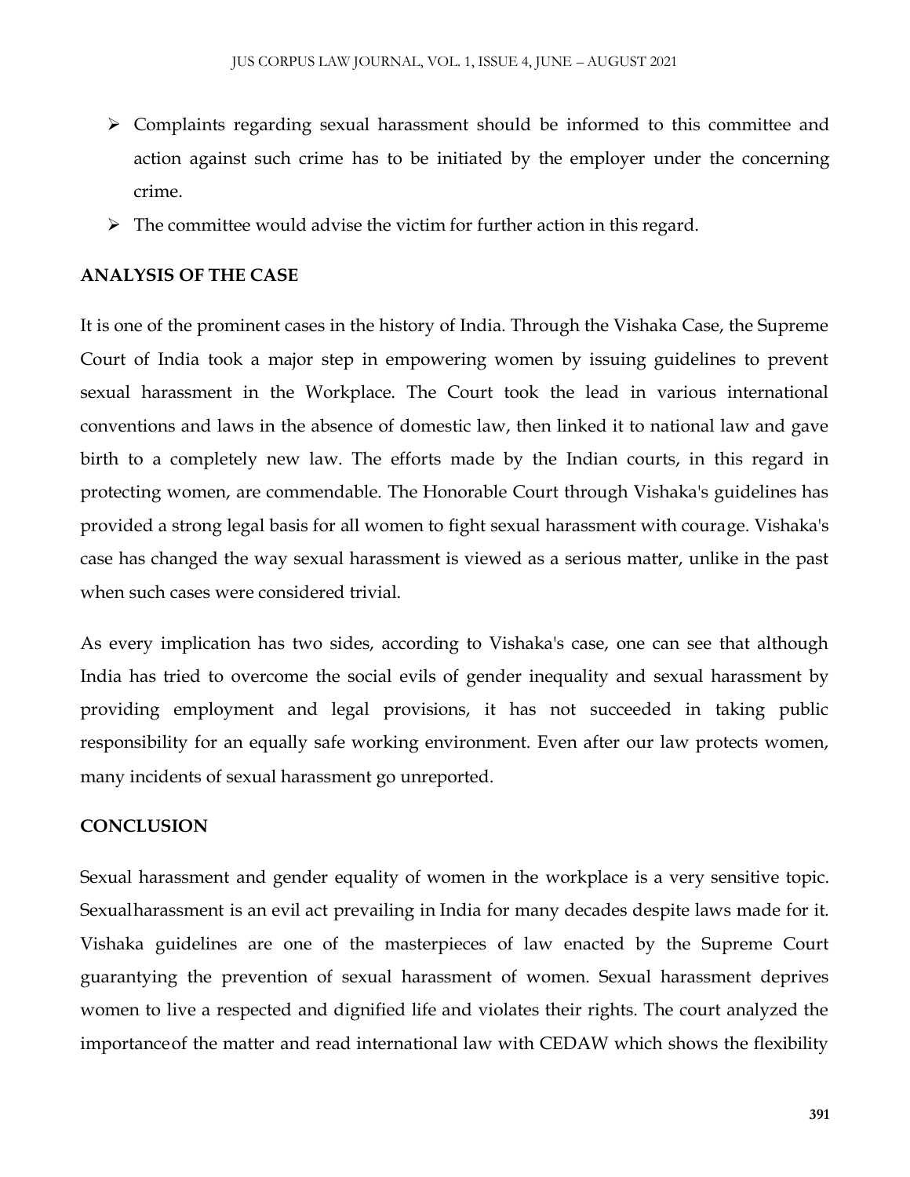- Complaints regarding sexual harassment should be informed to this committee and action against such crime has to be initiated by the employer under the concerning crime.
- The committee would advise the victim for further action in this regard.

**ANALYSIS OF THE CASE**

It is one of the prominent cases in the history of India. Through the Vishaka Case, the Supreme Court of India took a major step in empowering women by issuing guidelines to prevent sexual harassment in the Workplace. The Court took the lead in various international conventions and laws in the absence of domestic law, then linked it to national law and gave birth to a completely new law. The efforts made by the Indian courts, in this regard in protecting women, are commendable. The Honorable Court through Vishaka's guidelines has provided a strong legal basis for all women to fight sexual harassment with courage. Vishaka's case has changed the way sexual harassment is viewed as a serious matter, unlike in the past when such cases were considered trivial.

As every implication has two sides, according to Vishaka's case, one can see that although India has tried to overcome the social evils of gender inequality and sexual harassment by providing employment and legal provisions, it has not succeeded in taking public responsibility for an equally safe working environment. Even after our law protects women, many incidents of sexual harassment go unreported.

**CONCLUSION**

Sexual harassment and gender equality of women in the workplace is a very sensitive topic. Sexualharassment is an evil act prevailing in India for many decades despite laws made for it. Vishaka guidelines are one of the masterpieces of law enacted by the Supreme Court guarantying the prevention of sexual harassment of women. Sexual harassment deprives women to live a respected and dignified life and violates their rights. The court analyzed the importanceof the matter and read international law with CEDAW which shows the flexibility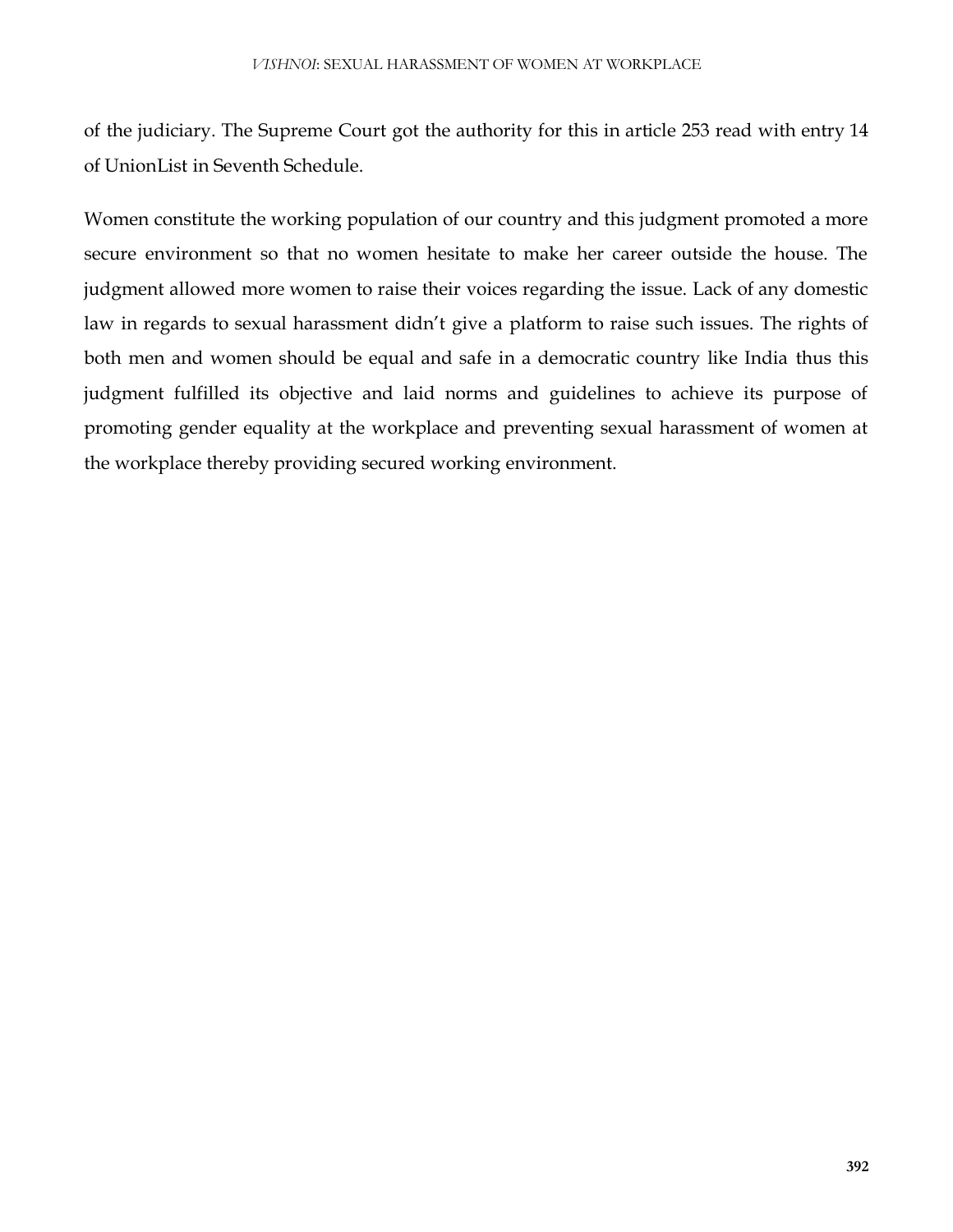of the judiciary. The Supreme Court got the authority for this in article 253 read with entry 14 of UnionList in Seventh Schedule.

Women constitute the working population of our country and this judgment promoted a more secure environment so that no women hesitate to make her career outside the house. The judgment allowed more women to raise their voices regarding the issue. Lack of any domestic law in regards to sexual harassment didn't give a platform to raise such issues. The rights of both men and women should be equal and safe in a democratic country like India thus this judgment fulfilled its objective and laid norms and guidelines to achieve its purpose of promoting gender equality at the workplace and preventing sexual harassment of women at the workplace thereby providing secured working environment.